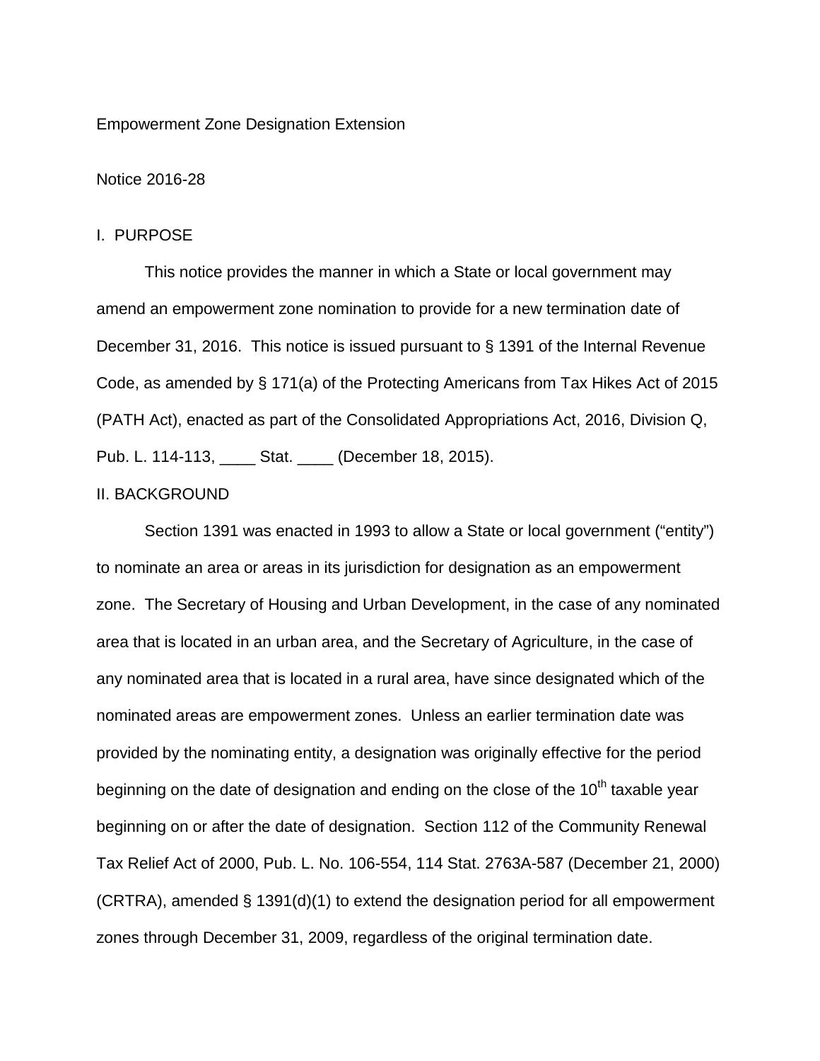Empowerment Zone Designation Extension

Notice 2016-28

## I. PURPOSE

This notice provides the manner in which a State or local government may amend an empowerment zone nomination to provide for a new termination date of December 31, 2016. This notice is issued pursuant to § 1391 of the Internal Revenue Code, as amended by § 171(a) of the Protecting Americans from Tax Hikes Act of 2015 (PATH Act), enacted as part of the Consolidated Appropriations Act, 2016, Division Q, Pub. L. 114-113, ____ Stat. ____ (December 18, 2015).

## II. BACKGROUND

Section 1391 was enacted in 1993 to allow a State or local government ("entity") to nominate an area or areas in its jurisdiction for designation as an empowerment zone. The Secretary of Housing and Urban Development, in the case of any nominated area that is located in an urban area, and the Secretary of Agriculture, in the case of any nominated area that is located in a rural area, have since designated which of the nominated areas are empowerment zones. Unless an earlier termination date was provided by the nominating entity, a designation was originally effective for the period beginning on the date of designation and ending on the close of the 10th taxable year beginning on or after the date of designation. Section 112 of the Community Renewal Tax Relief Act of 2000, Pub. L. No. 106-554, 114 Stat. 2763A-587 (December 21, 2000) (CRTRA), amended § 1391(d)(1) to extend the designation period for all empowerment zones through December 31, 2009, regardless of the original termination date.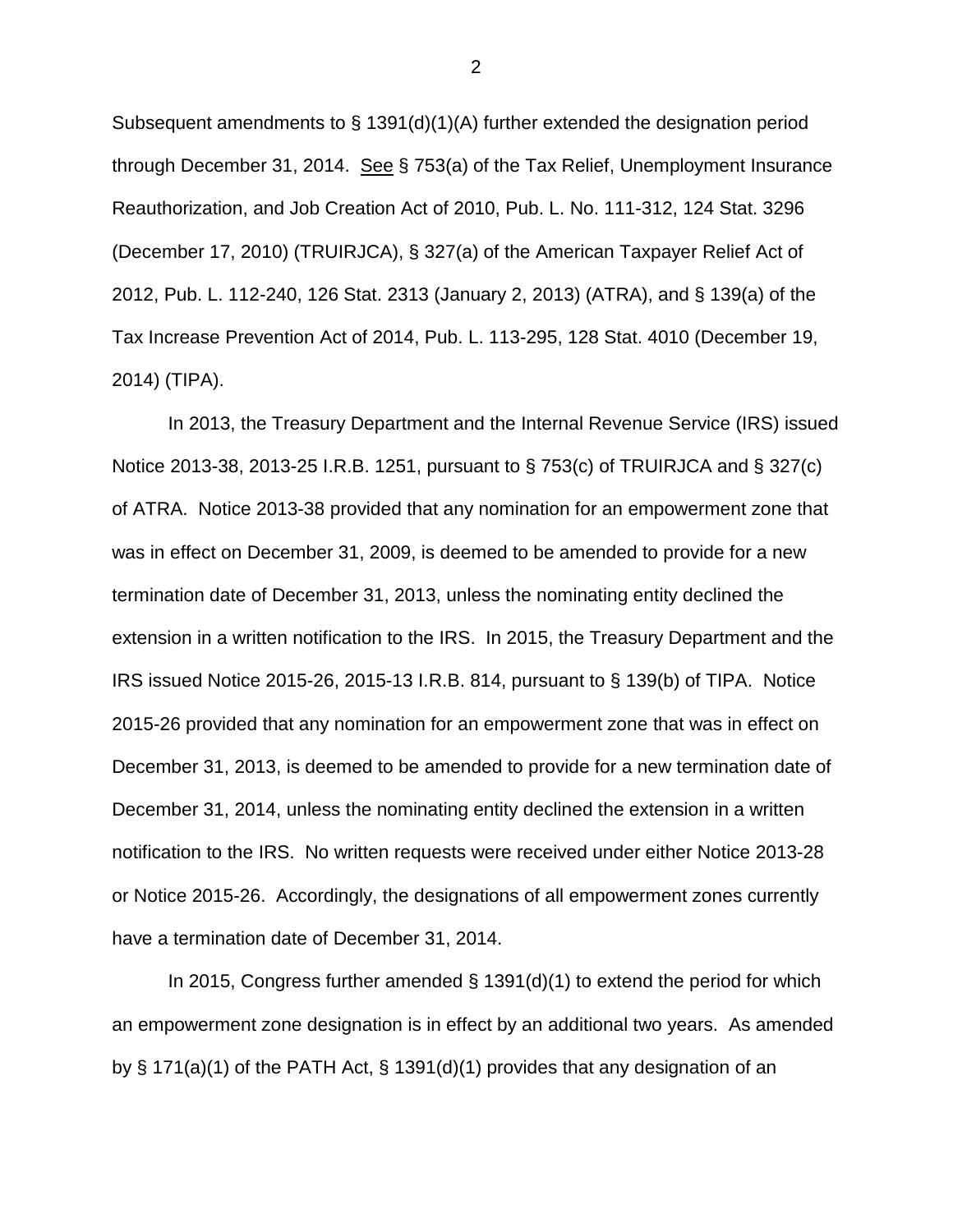Subsequent amendments to § 1391(d)(1)(A) further extended the designation period through December 31, 2014. See § 753(a) of the Tax Relief, Unemployment Insurance Reauthorization, and Job Creation Act of 2010, Pub. L. No. 111-312, 124 Stat. 3296 (December 17, 2010) (TRUIRJCA), § 327(a) of the American Taxpayer Relief Act of 2012, Pub. L. 112-240, 126 Stat. 2313 (January 2, 2013) (ATRA), and § 139(a) of the Tax Increase Prevention Act of 2014, Pub. L. 113-295, 128 Stat. 4010 (December 19, 2014) (TIPA).

In 2013, the Treasury Department and the Internal Revenue Service (IRS) issued Notice 2013-38, 2013-25 I.R.B. 1251, pursuant to § 753(c) of TRUIRJCA and § 327(c) of ATRA. Notice 2013-38 provided that any nomination for an empowerment zone that was in effect on December 31, 2009, is deemed to be amended to provide for a new termination date of December 31, 2013, unless the nominating entity declined the extension in a written notification to the IRS. In 2015, the Treasury Department and the IRS issued Notice 2015-26, 2015-13 I.R.B. 814, pursuant to § 139(b) of TIPA. Notice 2015-26 provided that any nomination for an empowerment zone that was in effect on December 31, 2013, is deemed to be amended to provide for a new termination date of December 31, 2014, unless the nominating entity declined the extension in a written notification to the IRS. No written requests were received under either Notice 2013-28 or Notice 2015-26. Accordingly, the designations of all empowerment zones currently have a termination date of December 31, 2014.

In 2015, Congress further amended § 1391(d)(1) to extend the period for which an empowerment zone designation is in effect by an additional two years. As amended by § 171(a)(1) of the PATH Act, § 1391(d)(1) provides that any designation of an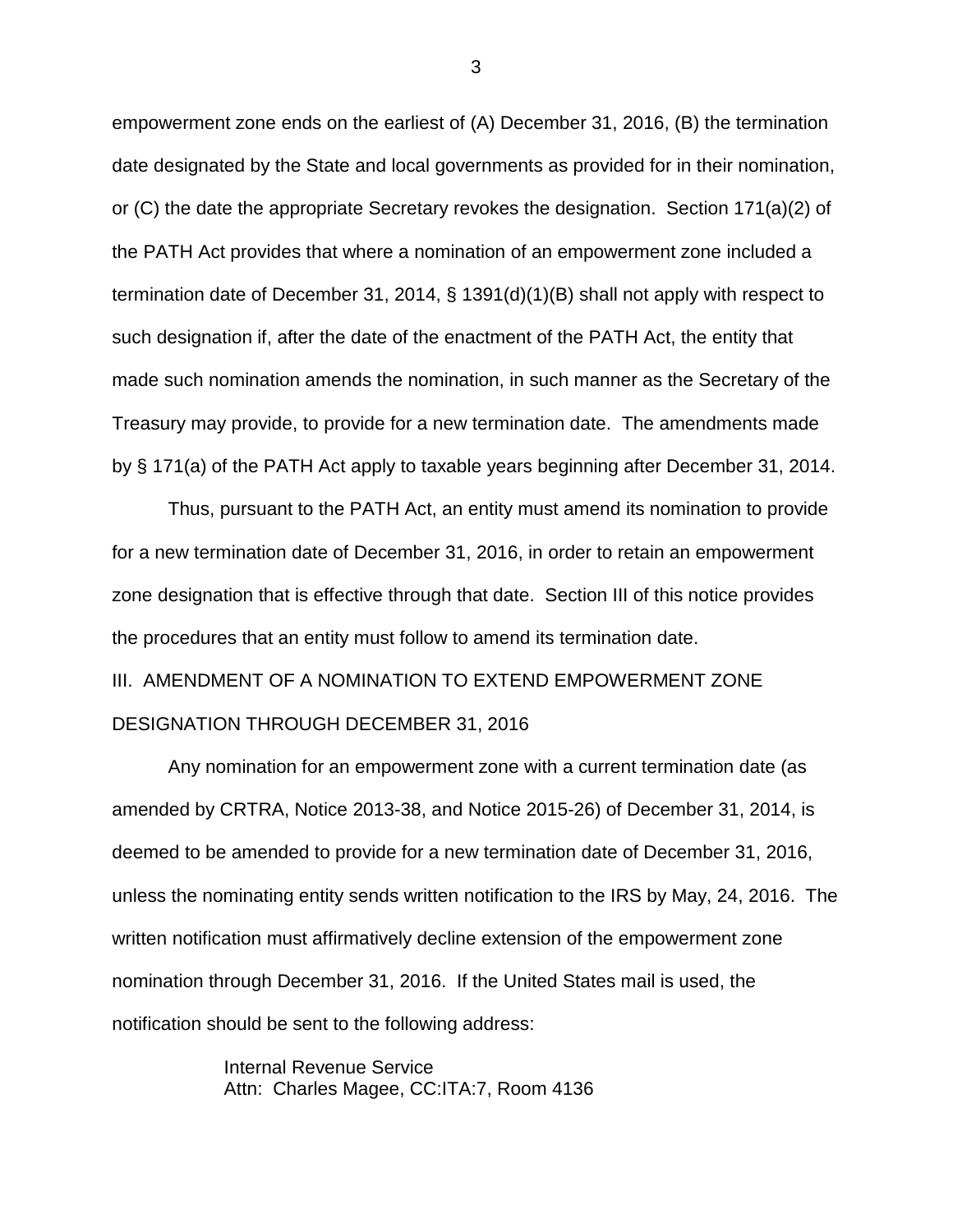empowerment zone ends on the earliest of (A) December 31, 2016, (B) the termination date designated by the State and local governments as provided for in their nomination, or (C) the date the appropriate Secretary revokes the designation. Section 171(a)(2) of the PATH Act provides that where a nomination of an empowerment zone included a termination date of December 31, 2014, § 1391(d)(1)(B) shall not apply with respect to such designation if, after the date of the enactment of the PATH Act, the entity that made such nomination amends the nomination, in such manner as the Secretary of the Treasury may provide, to provide for a new termination date. The amendments made by § 171(a) of the PATH Act apply to taxable years beginning after December 31, 2014.

Thus, pursuant to the PATH Act, an entity must amend its nomination to provide for a new termination date of December 31, 2016, in order to retain an empowerment zone designation that is effective through that date. Section III of this notice provides the procedures that an entity must follow to amend its termination date.

III. AMENDMENT OF A NOMINATION TO EXTEND EMPOWERMENT ZONE DESIGNATION THROUGH DECEMBER 31, 2016

Any nomination for an empowerment zone with a current termination date (as amended by CRTRA, Notice 2013-38, and Notice 2015-26) of December 31, 2014, is deemed to be amended to provide for a new termination date of December 31, 2016, unless the nominating entity sends written notification to the IRS by May, 24, 2016. The written notification must affirmatively decline extension of the empowerment zone nomination through December 31, 2016. If the United States mail is used, the notification should be sent to the following address:

Internal Revenue Service
Attn: Charles Magee, CC:ITA:7, Room 4136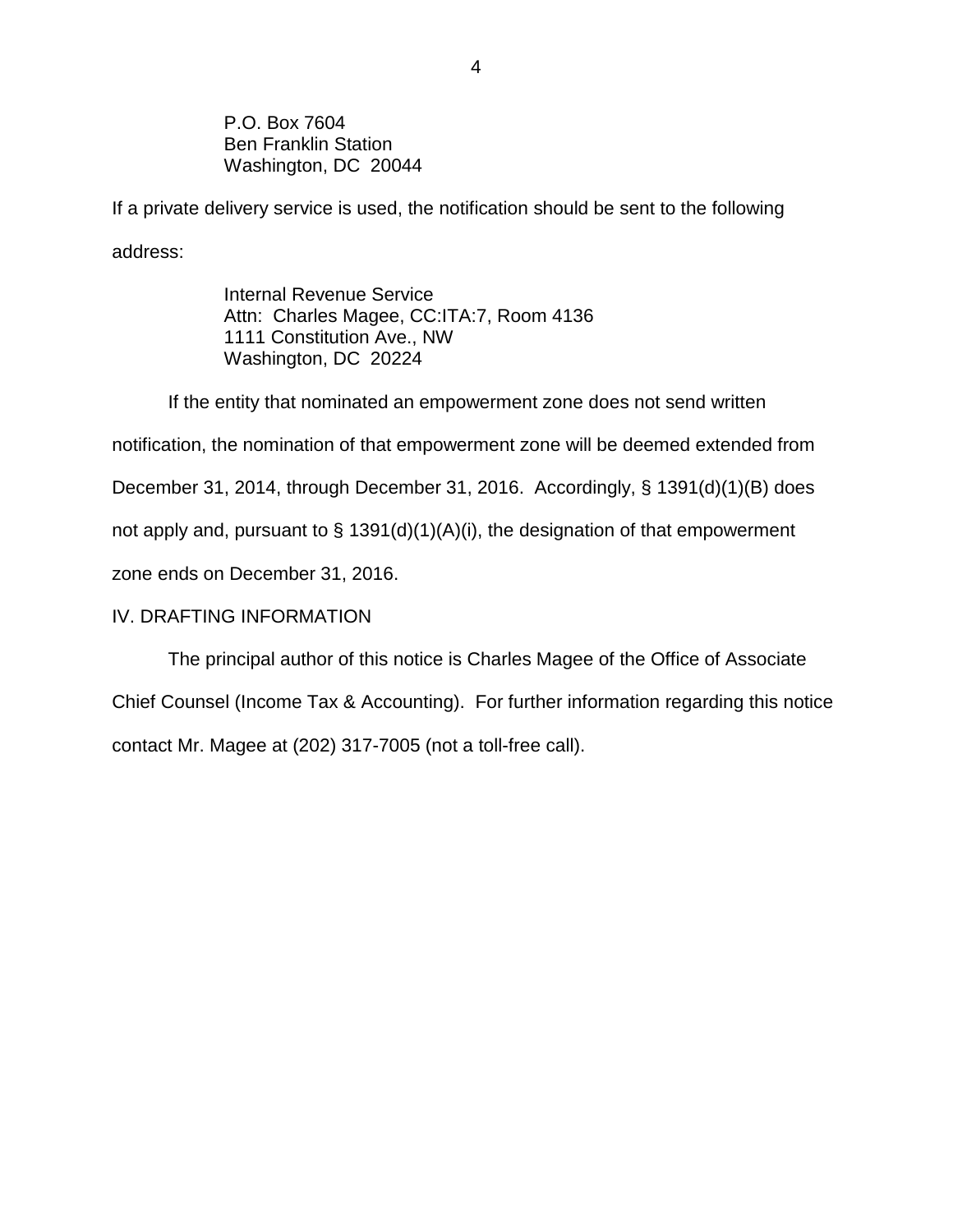P.O. Box 7604  
Ben Franklin Station  
Washington, DC 20044

If a private delivery service is used, the notification should be sent to the following address:

Internal Revenue Service  
Attn: Charles Magee, CC:ITA:7, Room 4136  
1111 Constitution Ave., NW  
Washington, DC 20224

If the entity that nominated an empowerment zone does not send written notification, the nomination of that empowerment zone will be deemed extended from December 31, 2014, through December 31, 2016. Accordingly, § 1391(d)(1)(B) does not apply and, pursuant to § 1391(d)(1)(A)(i), the designation of that empowerment zone ends on December 31, 2016.

## IV. DRAFTING INFORMATION

The principal author of this notice is Charles Magee of the Office of Associate Chief Counsel (Income Tax & Accounting). For further information regarding this notice contact Mr. Magee at (202) 317-7005 (not a toll-free call).